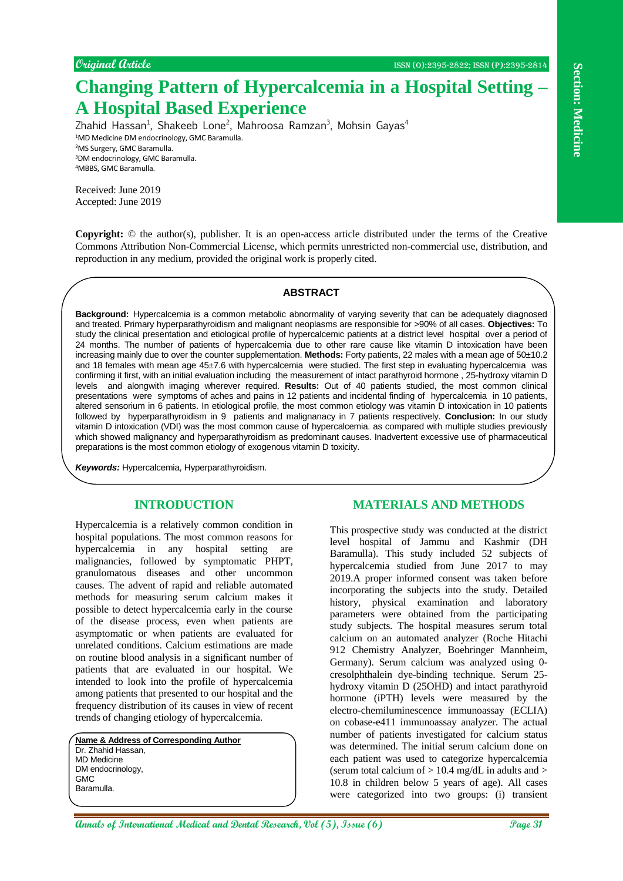Original Article

# Changing Pattern of Hypercalcemia in a Hospital Setting – A Hospital Based Experience

Zhahid Hassan[1], Shakeeb Lone[2], Mahroosa Ramzan[3], Mohsin Gayas[4]

[1]MD Medicine DM endocrinology, GMC Baramulla.
[2]MS Surgery, GMC Baramulla.
[3]DM endocrinology, GMC Baramulla.
[4]MBBS, GMC Baramulla.

Received: June 2019
Accepted: June 2019

**Copyright:** © the author(s), publisher. It is an open-access article distributed under the terms of the Creative Commons Attribution Non-Commercial License, which permits unrestricted non-commercial use, distribution, and reproduction in any medium, provided the original work is properly cited.

## ABSTRACT

**Background:** Hypercalcemia is a common metabolic abnormality of varying severity that can be adequately diagnosed and treated. Primary hyperparathyroidism and malignant neoplasms are responsible for >90% of all cases. **Objectives:** To study the clinical presentation and etiological profile of hypercalcemic patients at a district level hospital over a period of 24 months. The number of patients of hypercalcemia due to other rare cause like vitamin D intoxication have been increasing mainly due to over the counter supplementation. **Methods:** Forty patients, 22 males with a mean age of 50±10.2 and 18 females with mean age 45±7.6 with hypercalcemia were studied. The first step in evaluating hypercalcemia was confirming it first, with an initial evaluation including the measurement of intact parathyroid hormone , 25-hydroxy vitamin D levels and alongwith imaging wherever required. **Results:** Out of 40 patients studied, the most common clinical presentations were symptoms of aches and pains in 12 patients and incidental finding of hypercalcemia in 10 patients, altered sensorium in 6 patients. In etiological profile, the most common etiology was vitamin D intoxication in 10 patients followed by hyperparathyroidism in 9 patients and malignanacy in 7 patients respectively. **Conclusion:** In our study vitamin D intoxication (VDI) was the most common cause of hypercalcemia. as compared with multiple studies previously which showed malignancy and hyperparathyroidism as predominant causes. Inadvertent excessive use of pharmaceutical preparations is the most common etiology of exogenous vitamin D toxicity.

***Keywords:*** Hypercalcemia, Hyperparathyroidism.

## INTRODUCTION

Hypercalcemia is a relatively common condition in hospital populations. The most common reasons for hypercalcemia in any hospital setting are malignancies, followed by symptomatic PHPT, granulomatous diseases and other uncommon causes. The advent of rapid and reliable automated methods for measuring serum calcium makes it possible to detect hypercalcemia early in the course of the disease process, even when patients are asymptomatic or when patients are evaluated for unrelated conditions. Calcium estimations are made on routine blood analysis in a significant number of patients that are evaluated in our hospital. We intended to look into the profile of hypercalcemia among patients that presented to our hospital and the frequency distribution of its causes in view of recent trends of changing etiology of hypercalcemia.

**Name & Address of Corresponding Author**
Dr. Zhahid Hassan,
MD Medicine
DM endocrinology,
GMC
Baramulla.

## MATERIALS AND METHODS

This prospective study was conducted at the district level hospital of Jammu and Kashmir (DH Baramulla). This study included 52 subjects of hypercalcemia studied from June 2017 to may 2019.A proper informed consent was taken before incorporating the subjects into the study. Detailed history, physical examination and laboratory parameters were obtained from the participating study subjects. The hospital measures serum total calcium on an automated analyzer (Roche Hitachi 912 Chemistry Analyzer, Boehringer Mannheim, Germany). Serum calcium was analyzed using 0-cresolphthalein dye-binding technique. Serum 25-hydroxy vitamin D (25OHD) and intact parathyroid hormone (iPTH) levels were measured by the electro-chemiluminescence immunoassay (ECLIA) on cobase-e411 immunoassay analyzer. The actual number of patients investigated for calcium status was determined. The initial serum calcium done on each patient was used to categorize hypercalcemia (serum total calcium of > 10.4 mg/dL in adults and > 10.8 in children below 5 years of age). All cases were categorized into two groups: (i) transient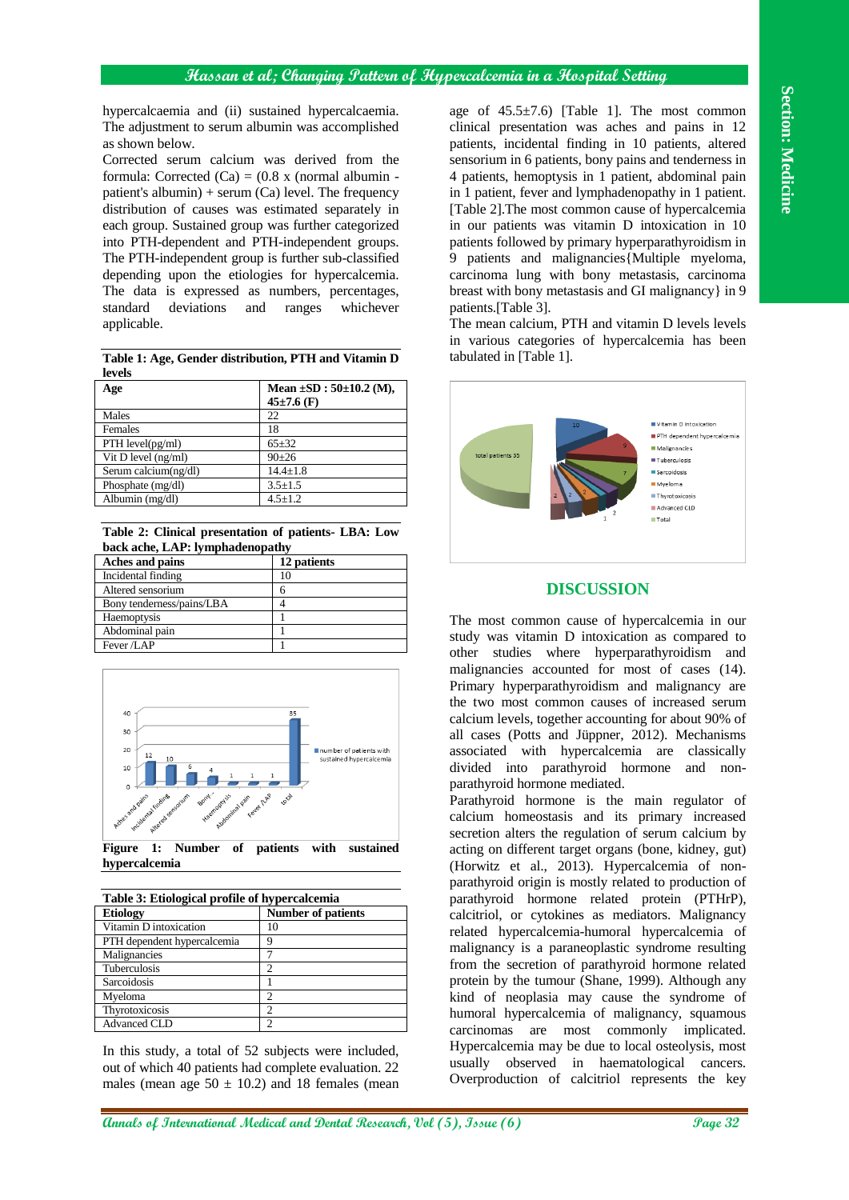hypercalcaemia and (ii) sustained hypercalcaemia. The adjustment to serum albumin was accomplished as shown below.

Corrected serum calcium was derived from the formula: Corrected (Ca) = (0.8 x (normal albumin - patient's albumin) + serum (Ca) level. The frequency distribution of causes was estimated separately in each group. Sustained group was further categorized into PTH-dependent and PTH-independent groups. The PTH-independent group is further sub-classified depending upon the etiologies for hypercalcemia. The data is expressed as numbers, percentages, standard deviations and ranges whichever applicable.

**Table 1: Age, Gender distribution, PTH and Vitamin D levels**

| Age | Mean ±SD : 50±10.2 (M), 45±7.6 (F) |
|---|---|
| Males | 22 |
| Females | 18 |
| PTH level(pg/ml) | 65±32 |
| Vit D level (ng/ml) | 90±26 |
| Serum calcium(ng/dl) | 14.4±1.8 |
| Phosphate (mg/dl) | 3.5±1.5 |
| Albumin (mg/dl) | 4.5±1.2 |

**Table 2: Clinical presentation of patients- LBA: Low back ache, LAP: lymphadenopathy**

| Aches and pains | 12 patients |
|---|---|
| Incidental finding | 10 |
| Altered sensorium | 6 |
| Bony tenderness/pains/LBA | 4 |
| Haemoptysis | 1 |
| Abdominal pain | 1 |
| Fever /LAP | 1 |

**Figure 1: Number of patients with sustained hypercalcemia**

**Table 3: Etiological profile of hypercalcemia**

| Etiology | Number of patients |
|---|---|
| Vitamin D intoxication | 10 |
| PTH dependent hypercalcemia | 9 |
| Malignancies | 7 |
| Tuberculosis | 2 |
| Sarcoidosis | 1 |
| Myeloma | 2 |
| Thyrotoxicosis | 2 |
| Advanced CLD | 2 |

In this study, a total of 52 subjects were included, out of which 40 patients had complete evaluation. 22 males (mean age 50 ± 10.2) and 18 females (mean age of 45.5±7.6) [Table 1]. The most common clinical presentation was aches and pains in 12 patients, incidental finding in 10 patients, altered sensorium in 6 patients, bony pains and tenderness in 4 patients, hemoptysis in 1 patient, abdominal pain in 1 patient, fever and lymphadenopathy in 1 patient. [Table 2].The most common cause of hypercalcemia in our patients was vitamin D intoxication in 10 patients followed by primary hyperparathyroidism in 9 patients and malignancies{Multiple myeloma, carcinoma lung with bony metastasis, carcinoma breast with bony metastasis and GI malignancy} in 9 patients.[Table 3].

The mean calcium, PTH and vitamin D levels levels in various categories of hypercalcemia has been tabulated in [Table 1].

## DISCUSSION

The most common cause of hypercalcemia in our study was vitamin D intoxication as compared to other studies where hyperparathyroidism and malignancies accounted for most of cases (14). Primary hyperparathyroidism and malignancy are the two most common causes of increased serum calcium levels, together accounting for about 90% of all cases (Potts and Jüppner, 2012). Mechanisms associated with hypercalcemia are classically divided into parathyroid hormone and non-parathyroid hormone mediated.

Parathyroid hormone is the main regulator of calcium homeostasis and its primary increased secretion alters the regulation of serum calcium by acting on different target organs (bone, kidney, gut) (Horwitz et al., 2013). Hypercalcemia of non-parathyroid origin is mostly related to production of parathyroid hormone related protein (PTHrP), calcitriol, or cytokines as mediators. Malignancy related hypercalcemia-humoral hypercalcemia of malignancy is a paraneoplastic syndrome resulting from the secretion of parathyroid hormone related protein by the tumour (Shane, 1999). Although any kind of neoplasia may cause the syndrome of humoral hypercalcemia of malignancy, squamous carcinomas are most commonly implicated. Hypercalcemia may be due to local osteolysis, most usually observed in haematological cancers. Overproduction of calcitriol represents the key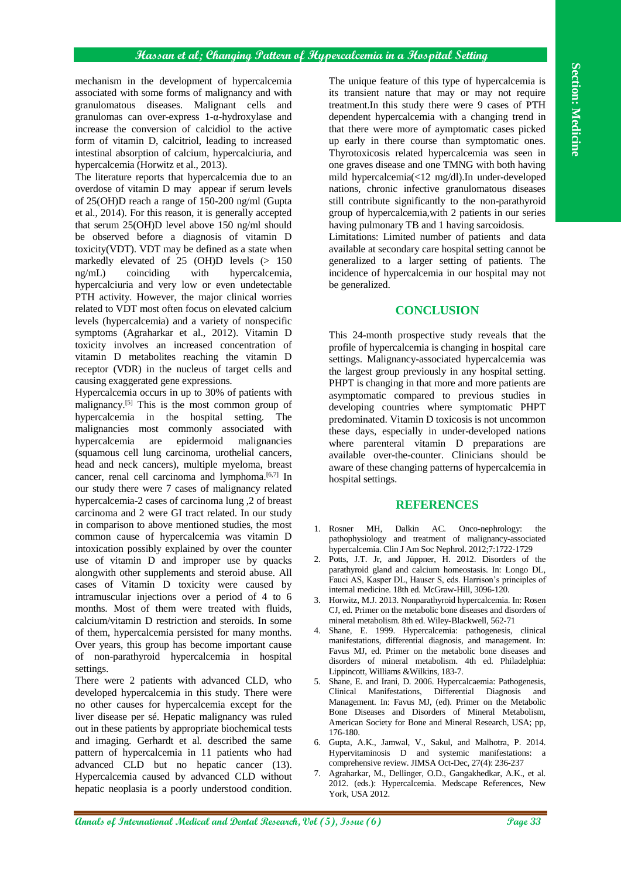mechanism in the development of hypercalcemia associated with some forms of malignancy and with granulomatous diseases. Malignant cells and granulomas can over-express 1-α-hydroxylase and increase the conversion of calcidiol to the active form of vitamin D, calcitriol, leading to increased intestinal absorption of calcium, hypercalciuria, and hypercalcemia (Horwitz et al., 2013).

The literature reports that hypercalcemia due to an overdose of vitamin D may appear if serum levels of 25(OH)D reach a range of 150-200 ng/ml (Gupta et al., 2014). For this reason, it is generally accepted that serum 25(OH)D level above 150 ng/ml should be observed before a diagnosis of vitamin D toxicity(VDT). VDT may be defined as a state when markedly elevated of 25 (OH)D levels (> 150 ng/mL) coinciding with hypercalcemia, hypercalciuria and very low or even undetectable PTH activity. However, the major clinical worries related to VDT most often focus on elevated calcium levels (hypercalcemia) and a variety of nonspecific symptoms (Agraharkar et al., 2012). Vitamin D toxicity involves an increased concentration of vitamin D metabolites reaching the vitamin D receptor (VDR) in the nucleus of target cells and causing exaggerated gene expressions.

Hypercalcemia occurs in up to 30% of patients with malignancy.[5] This is the most common group of hypercalcemia in the hospital setting. The malignancies most commonly associated with hypercalcemia are epidermoid malignancies (squamous cell lung carcinoma, urothelial cancers, head and neck cancers), multiple myeloma, breast cancer, renal cell carcinoma and lymphoma.[6,7] In our study there were 7 cases of malignancy related hypercalcemia-2 cases of carcinoma lung ,2 of breast carcinoma and 2 were GI tract related. In our study in comparison to above mentioned studies, the most common cause of hypercalcemia was vitamin D intoxication possibly explained by over the counter use of vitamin D and improper use by quacks alongwith other supplements and steroid abuse. All cases of Vitamin D toxicity were caused by intramuscular injections over a period of 4 to 6 months. Most of them were treated with fluids, calcium/vitamin D restriction and steroids. In some of them, hypercalcemia persisted for many months. Over years, this group has become important cause of non-parathyroid hypercalcemia in hospital settings.

There were 2 patients with advanced CLD, who developed hypercalcemia in this study. There were no other causes for hypercalcemia except for the liver disease per sé. Hepatic malignancy was ruled out in these patients by appropriate biochemical tests and imaging. Gerhardt et al. described the same pattern of hypercalcemia in 11 patients who had advanced CLD but no hepatic cancer (13). Hypercalcemia caused by advanced CLD without hepatic neoplasia is a poorly understood condition. The unique feature of this type of hypercalcemia is its transient nature that may or may not require treatment.In this study there were 9 cases of PTH dependent hypercalcemia with a changing trend in that there were more of aymptomatic cases picked up early in there course than symptomatic ones. Thyrotoxicosis related hypercalcemia was seen in one graves disease and one TMNG with both having mild hypercalcemia(<12 mg/dl).In under-developed nations, chronic infective granulomatous diseases still contribute significantly to the non-parathyroid group of hypercalcemia,with 2 patients in our series having pulmonary TB and 1 having sarcoidosis.

Limitations: Limited number of patients and data available at secondary care hospital setting cannot be generalized to a larger setting of patients. The incidence of hypercalcemia in our hospital may not be generalized.

## CONCLUSION

This 24-month prospective study reveals that the profile of hypercalcemia is changing in hospital care settings. Malignancy-associated hypercalcemia was the largest group previously in any hospital setting. PHPT is changing in that more and more patients are asymptomatic compared to previous studies in developing countries where symptomatic PHPT predominated. Vitamin D toxicosis is not uncommon these days, especially in under-developed nations where parenteral vitamin D preparations are available over-the-counter. Clinicians should be aware of these changing patterns of hypercalcemia in hospital settings.

## REFERENCES

1. Rosner MH, Dalkin AC. Onco-nephrology: the pathophysiology and treatment of malignancy-associated hypercalcemia. Clin J Am Soc Nephrol. 2012;7:1722-1729
2. Potts, J.T. Jr, and Jüppner, H. 2012. Disorders of the parathyroid gland and calcium homeostasis. In: Longo DL, Fauci AS, Kasper DL, Hauser S, eds. Harrison's principles of internal medicine. 18th ed. McGraw-Hill, 3096-120.
3. Horwitz, M.J. 2013. Nonparathyroid hypercalcemia. In: Rosen CJ, ed. Primer on the metabolic bone diseases and disorders of mineral metabolism. 8th ed. Wiley-Blackwell, 562-71
4. Shane, E. 1999. Hypercalcemia: pathogenesis, clinical manifestations, differential diagnosis, and management. In: Favus MJ, ed. Primer on the metabolic bone diseases and disorders of mineral metabolism. 4th ed. Philadelphia: Lippincott, Williams &Wilkins, 183-7.
5. Shane, E. and Irani, D. 2006. Hypercalcaemia: Pathogenesis, Clinical Manifestations, Differential Diagnosis and Management. In: Favus MJ, (ed). Primer on the Metabolic Bone Diseases and Disorders of Mineral Metabolism, American Society for Bone and Mineral Research, USA; pp, 176-180.
6. Gupta, A.K., Jamwal, V., Sakul, and Malhotra, P. 2014. Hypervitaminosis D and systemic manifestations: a comprehensive review. JIMSA Oct-Dec, 27(4): 236-237
7. Agraharkar, M., Dellinger, O.D., Gangakhedkar, A.K., et al. 2012. (eds.): Hypercalcemia. Medscape References, New York, USA 2012.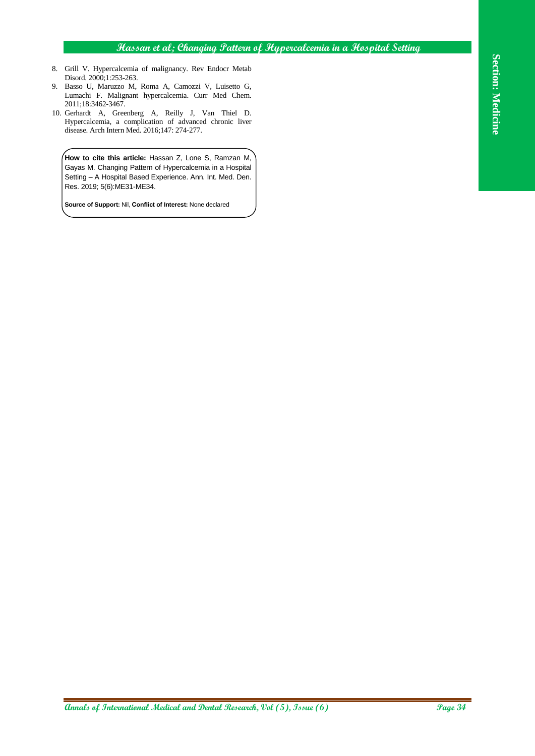8. Grill V. Hypercalcemia of malignancy. Rev Endocr Metab Disord. 2000;1:253-263.
9. Basso U, Maruzzo M, Roma A, Camozzi V, Luisetto G, Lumachi F. Malignant hypercalcemia. Curr Med Chem. 2011;18:3462-3467.
10. Gerhardt A, Greenberg A, Reilly J, Van Thiel D. Hypercalcemia, a complication of advanced chronic liver disease. Arch Intern Med. 2016;147: 274-277.

**How to cite this article:** Hassan Z, Lone S, Ramzan M, Gayas M. Changing Pattern of Hypercalcemia in a Hospital Setting – A Hospital Based Experience. Ann. Int. Med. Den. Res. 2019; 5(6):ME31-ME34.

**Source of Support:** Nil, **Conflict of Interest:** None declared